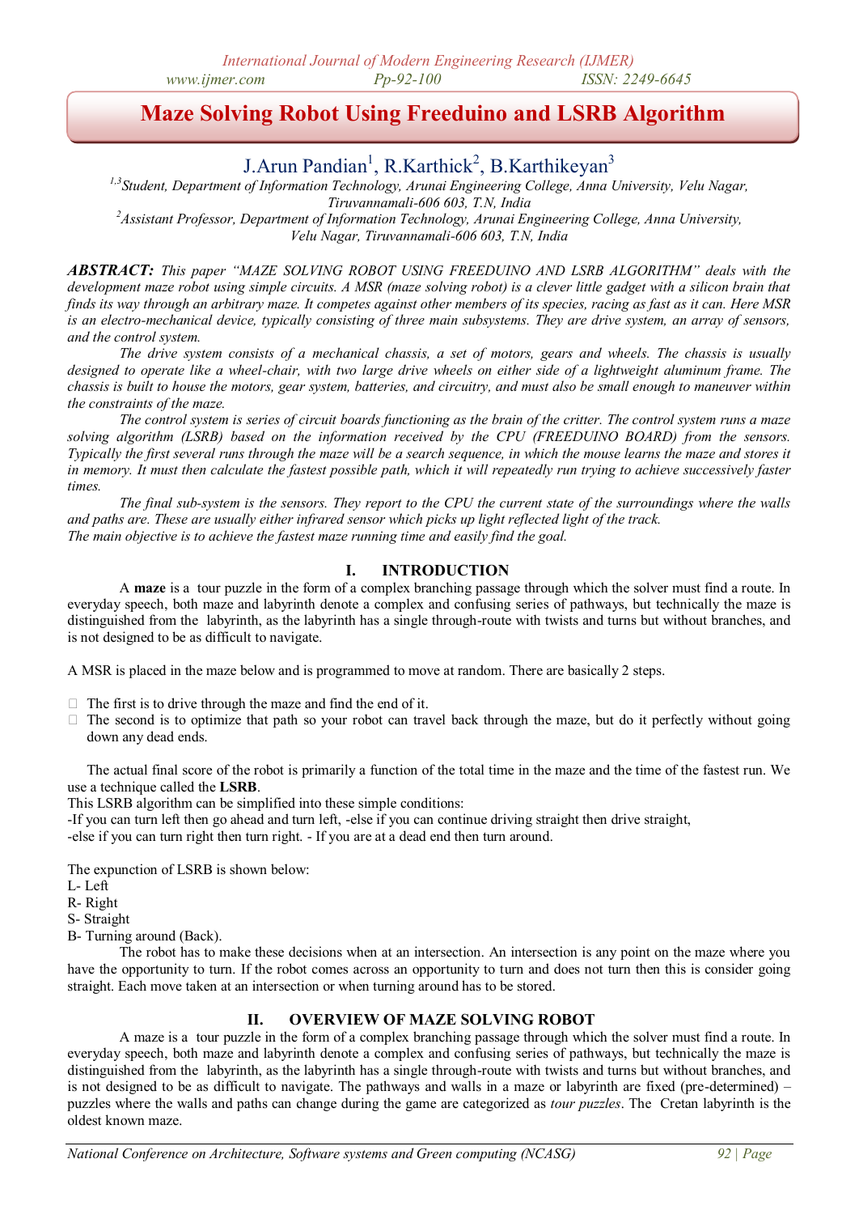# Maze Solving Robot Using Freeduino and LSRB Algorithm

J.Arun Pandian[1], R.Karthick[2], B.Karthikeyan[3]

[1,3]*Student, Department of Information Technology, Arunai Engineering College, Anna University, Velu Nagar, Tiruvannamali-606 603, T.N, India*

[2]*Assistant Professor, Department of Information Technology, Arunai Engineering College, Anna University, Velu Nagar, Tiruvannamali-606 603, T.N, India*

***ABSTRACT:*** *This paper "MAZE SOLVING ROBOT USING FREEDUINO AND LSRB ALGORITHM" deals with the development maze robot using simple circuits. A MSR (maze solving robot) is a clever little gadget with a silicon brain that finds its way through an arbitrary maze. It competes against other members of its species, racing as fast as it can. Here MSR is an electro-mechanical device, typically consisting of three main subsystems. They are drive system, an array of sensors, and the control system.*

*The drive system consists of a mechanical chassis, a set of motors, gears and wheels. The chassis is usually designed to operate like a wheel-chair, with two large drive wheels on either side of a lightweight aluminum frame. The chassis is built to house the motors, gear system, batteries, and circuitry, and must also be small enough to maneuver within the constraints of the maze.*

*The control system is series of circuit boards functioning as the brain of the critter. The control system runs a maze solving algorithm (LSRB) based on the information received by the CPU (FREEDUINO BOARD) from the sensors. Typically the first several runs through the maze will be a search sequence, in which the mouse learns the maze and stores it in memory. It must then calculate the fastest possible path, which it will repeatedly run trying to achieve successively faster times.*

*The final sub-system is the sensors. They report to the CPU the current state of the surroundings where the walls and paths are. These are usually either infrared sensor which picks up light reflected light of the track.*

*The main objective is to achieve the fastest maze running time and easily find the goal.*

## I. INTRODUCTION

A **maze** is a tour puzzle in the form of a complex branching passage through which the solver must find a route. In everyday speech, both maze and labyrinth denote a complex and confusing series of pathways, but technically the maze is distinguished from the labyrinth, as the labyrinth has a single through-route with twists and turns but without branches, and is not designed to be as difficult to navigate.

A MSR is placed in the maze below and is programmed to move at random. There are basically 2 steps.

- The first is to drive through the maze and find the end of it.
- The second is to optimize that path so your robot can travel back through the maze, but do it perfectly without going down any dead ends.

The actual final score of the robot is primarily a function of the total time in the maze and the time of the fastest run. We use a technique called the **LSRB**.

This LSRB algorithm can be simplified into these simple conditions:

-If you can turn left then go ahead and turn left, -else if you can continue driving straight then drive straight,

-else if you can turn right then turn right. - If you are at a dead end then turn around.

The expunction of LSRB is shown below:

L- Left

R- Right

S- Straight

B- Turning around (Back).

The robot has to make these decisions when at an intersection. An intersection is any point on the maze where you have the opportunity to turn. If the robot comes across an opportunity to turn and does not turn then this is consider going straight. Each move taken at an intersection or when turning around has to be stored.

## II. OVERVIEW OF MAZE SOLVING ROBOT

A maze is a tour puzzle in the form of a complex branching passage through which the solver must find a route. In everyday speech, both maze and labyrinth denote a complex and confusing series of pathways, but technically the maze is distinguished from the labyrinth, as the labyrinth has a single through-route with twists and turns but without branches, and is not designed to be as difficult to navigate. The pathways and walls in a maze or labyrinth are fixed (pre-determined) – puzzles where the walls and paths can change during the game are categorized as *tour puzzles*. The Cretan labyrinth is the oldest known maze.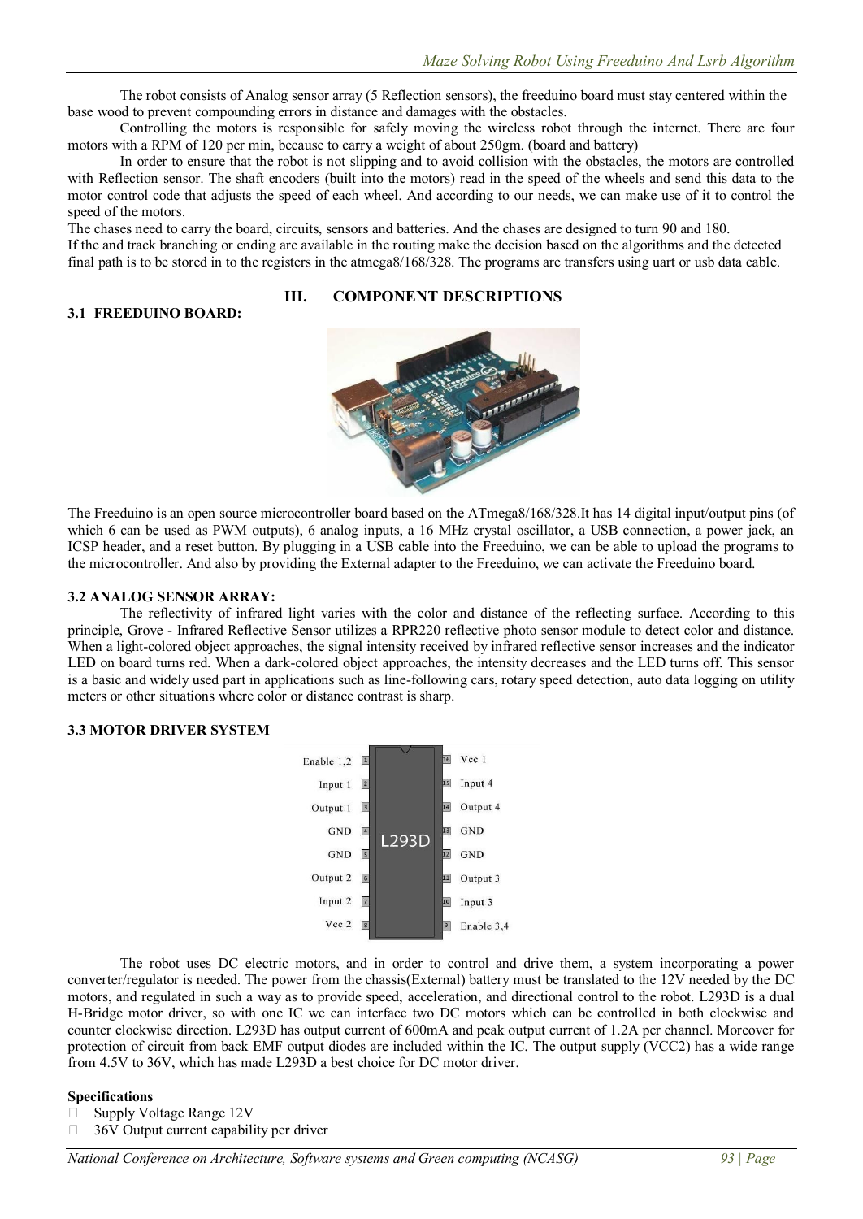The robot consists of Analog sensor array (5 Reflection sensors), the freeduino board must stay centered within the base wood to prevent compounding errors in distance and damages with the obstacles.

Controlling the motors is responsible for safely moving the wireless robot through the internet. There are four motors with a RPM of 120 per min, because to carry a weight of about 250gm. (board and battery)

In order to ensure that the robot is not slipping and to avoid collision with the obstacles, the motors are controlled with Reflection sensor. The shaft encoders (built into the motors) read in the speed of the wheels and send this data to the motor control code that adjusts the speed of each wheel. And according to our needs, we can make use of it to control the speed of the motors.

The chases need to carry the board, circuits, sensors and batteries. And the chases are designed to turn 90 and 180.

If the and track branching or ending are available in the routing make the decision based on the algorithms and the detected final path is to be stored in to the registers in the atmega8/168/328. The programs are transfers using uart or usb data cable.

## III. COMPONENT DESCRIPTIONS

### 3.1 FREEDUINO BOARD:

The Freeduino is an open source microcontroller board based on the ATmega8/168/328.It has 14 digital input/output pins (of which 6 can be used as PWM outputs), 6 analog inputs, a 16 MHz crystal oscillator, a USB connection, a power jack, an ICSP header, and a reset button. By plugging in a USB cable into the Freeduino, we can be able to upload the programs to the microcontroller. And also by providing the External adapter to the Freeduino, we can activate the Freeduino board.

### 3.2 ANALOG SENSOR ARRAY:

The reflectivity of infrared light varies with the color and distance of the reflecting surface. According to this principle, Grove - Infrared Reflective Sensor utilizes a RPR220 reflective photo sensor module to detect color and distance. When a light-colored object approaches, the signal intensity received by infrared reflective sensor increases and the indicator LED on board turns red. When a dark-colored object approaches, the intensity decreases and the LED turns off. This sensor is a basic and widely used part in applications such as line-following cars, rotary speed detection, auto data logging on utility meters or other situations where color or distance contrast is sharp.

### 3.3 MOTOR DRIVER SYSTEM

| Pin | Name | Pin | Name |
|---|---|---|---|
| 1 | Enable 1,2 | 16 | Vcc 1 |
| 2 | Input 1 | 15 | Input 4 |
| 3 | Output 1 | 14 | Output 4 |
| 4 | GND | 13 | GND |
| 5 | GND | 12 | GND |
| 6 | Output 2 | 11 | Output 3 |
| 7 | Input 2 | 10 | Input 3 |
| 8 | Vcc 2 | 9 | Enable 3,4 |

L293D

The robot uses DC electric motors, and in order to control and drive them, a system incorporating a power converter/regulator is needed. The power from the chassis(External) battery must be translated to the 12V needed by the DC motors, and regulated in such a way as to provide speed, acceleration, and directional control to the robot. L293D is a dual H-Bridge motor driver, so with one IC we can interface two DC motors which can be controlled in both clockwise and counter clockwise direction. L293D has output current of 600mA and peak output current of 1.2A per channel. Moreover for protection of circuit from back EMF output diodes are included within the IC. The output supply (VCC2) has a wide range from 4.5V to 36V, which has made L293D a best choice for DC motor driver.

**Specifications**

- Supply Voltage Range 12V
- 36V Output current capability per driver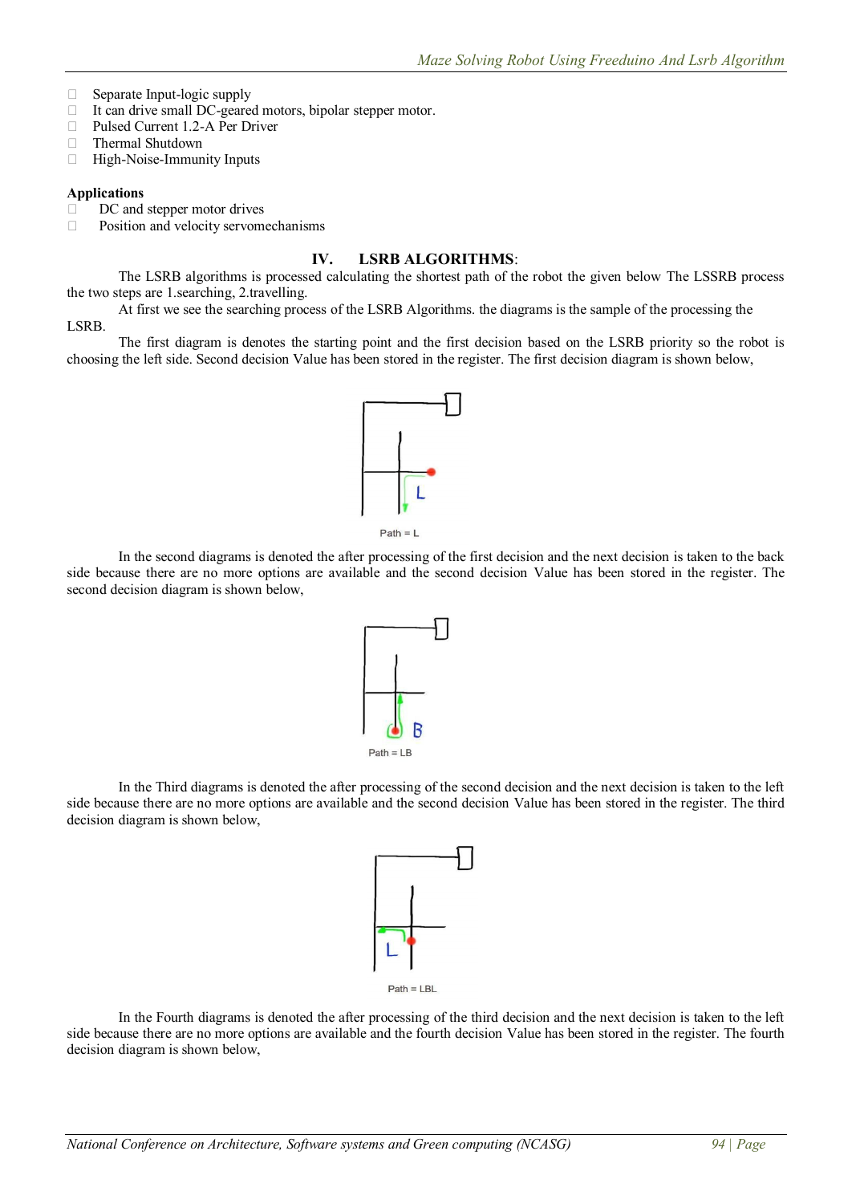- Separate Input-logic supply
- It can drive small DC-geared motors, bipolar stepper motor.
- Pulsed Current 1.2-A Per Driver
- Thermal Shutdown
- High-Noise-Immunity Inputs

**Applications**

- DC and stepper motor drives
- Position and velocity servomechanisms

## IV. LSRB ALGORITHMS:

The LSRB algorithms is processed calculating the shortest path of the robot the given below The LSSRB process the two steps are 1.searching, 2.travelling.

At first we see the searching process of the LSRB Algorithms. the diagrams is the sample of the processing the LSRB.

The first diagram is denotes the starting point and the first decision based on the LSRB priority so the robot is choosing the left side. Second decision Value has been stored in the register. The first decision diagram is shown below,

Path = L

In the second diagrams is denoted the after processing of the first decision and the next decision is taken to the back side because there are no more options are available and the second decision Value has been stored in the register. The second decision diagram is shown below,

Path = LB

In the Third diagrams is denoted the after processing of the second decision and the next decision is taken to the left side because there are no more options are available and the second decision Value has been stored in the register. The third decision diagram is shown below,

Path = LBL

In the Fourth diagrams is denoted the after processing of the third decision and the next decision is taken to the left side because there are no more options are available and the fourth decision Value has been stored in the register. The fourth decision diagram is shown below,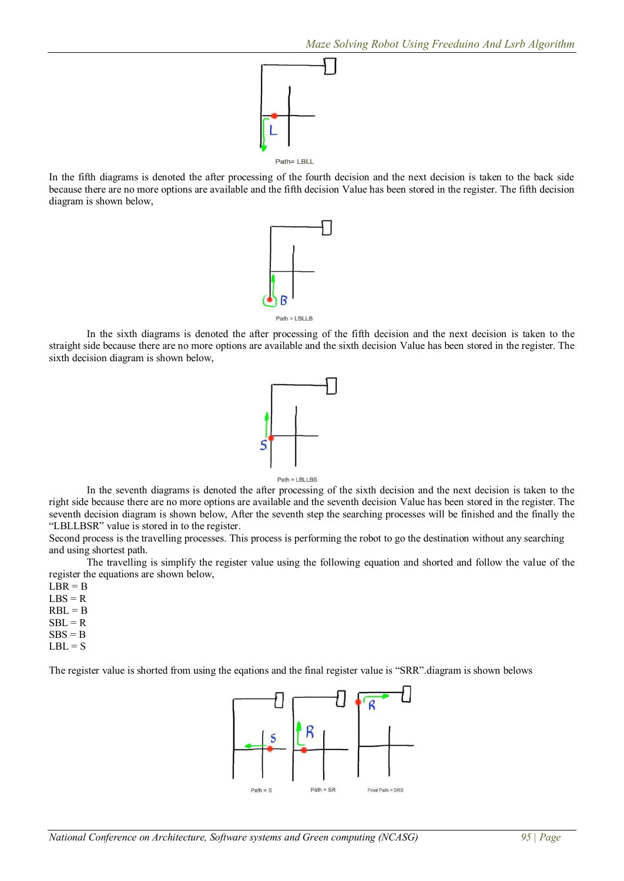Path= LBLL

In the fifth diagrams is denoted the after processing of the fourth decision and the next decision is taken to the back side because there are no more options are available and the fifth decision Value has been stored in the register. The fifth decision diagram is shown below,

Path = LBLLB

In the sixth diagrams is denoted the after processing of the fifth decision and the next decision is taken to the straight side because there are no more options are available and the sixth decision Value has been stored in the register. The sixth decision diagram is shown below,

Path = LBLLBS

In the seventh diagrams is denoted the after processing of the sixth decision and the next decision is taken to the right side because there are no more options are available and the seventh decision Value has been stored in the register. The seventh decision diagram is shown below, After the seventh step the searching processes will be finished and the finally the "LBLLBSR" value is stored in to the register.

Second process is the travelling processes. This process is performing the robot to go the destination without any searching and using shortest path.

The travelling is simplify the register value using the following equation and shorted and follow the value of the register the equations are shown below,

LBR = B
LBS = R
RBL = B
SBL = R
SBS = B
LBL = S

The register value is shorted from using the eqations and the final register value is "SRR".diagram is shown belows

Path = S Path = SR Final Path = SRS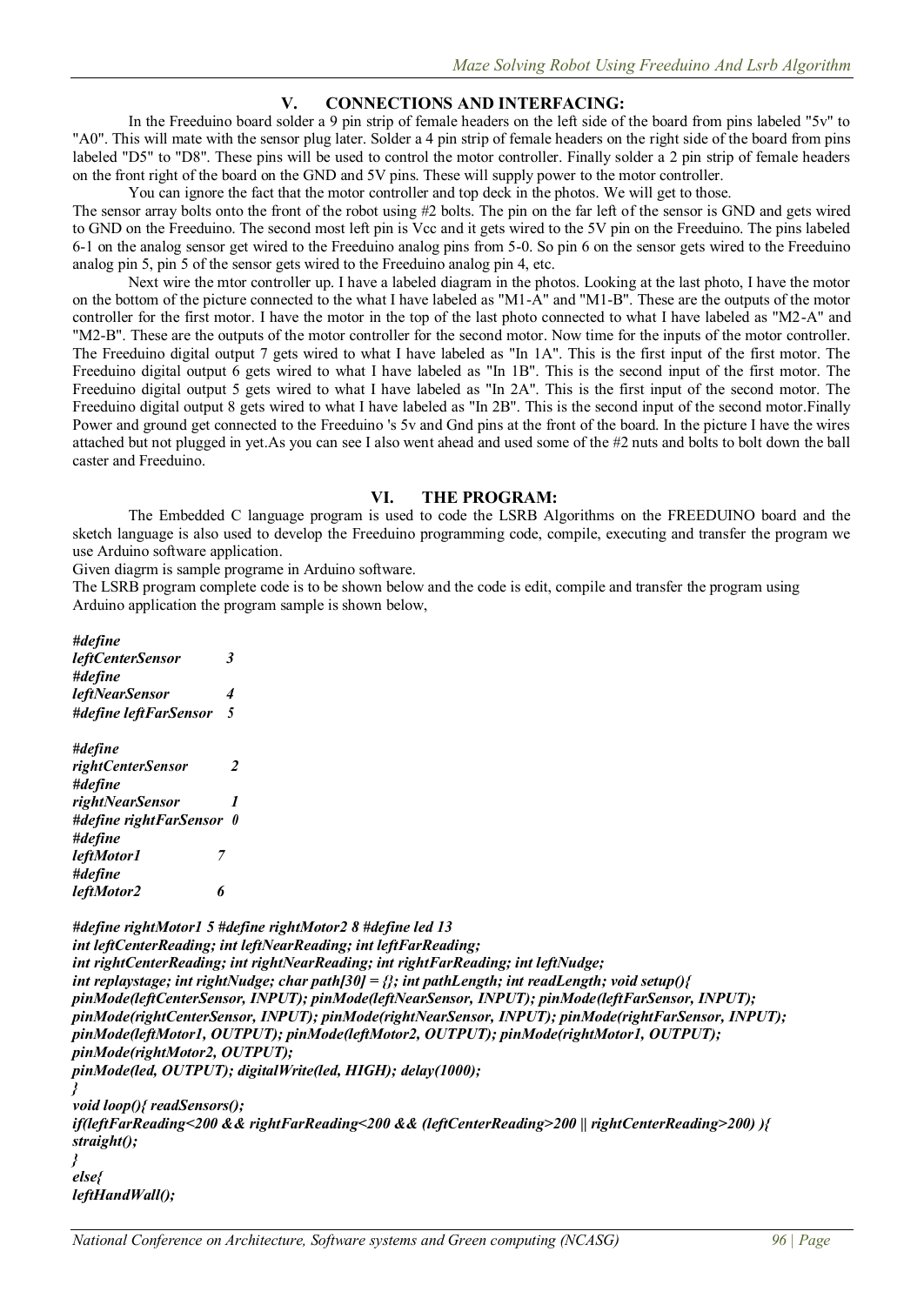## V. CONNECTIONS AND INTERFACING:

In the Freeduino board solder a 9 pin strip of female headers on the left side of the board from pins labeled "5v" to "A0". This will mate with the sensor plug later. Solder a 4 pin strip of female headers on the right side of the board from pins labeled "D5" to "D8". These pins will be used to control the motor controller. Finally solder a 2 pin strip of female headers on the front right of the board on the GND and 5V pins. These will supply power to the motor controller.

You can ignore the fact that the motor controller and top deck in the photos. We will get to those.

The sensor array bolts onto the front of the robot using #2 bolts. The pin on the far left of the sensor is GND and gets wired to GND on the Freeduino. The second most left pin is Vcc and it gets wired to the 5V pin on the Freeduino. The pins labeled 6-1 on the analog sensor get wired to the Freeduino analog pins from 5-0. So pin 6 on the sensor gets wired to the Freeduino analog pin 5, pin 5 of the sensor gets wired to the Freeduino analog pin 4, etc.

Next wire the mtor controller up. I have a labeled diagram in the photos. Looking at the last photo, I have the motor on the bottom of the picture connected to the what I have labeled as "M1-A" and "M1-B". These are the outputs of the motor controller for the first motor. I have the motor in the top of the last photo connected to what I have labeled as "M2-A" and "M2-B". These are the outputs of the motor controller for the second motor. Now time for the inputs of the motor controller. The Freeduino digital output 7 gets wired to what I have labeled as "In 1A". This is the first input of the first motor. The Freeduino digital output 6 gets wired to what I have labeled as "In 1B". This is the second input of the first motor. The Freeduino digital output 5 gets wired to what I have labeled as "In 2A". This is the first input of the second motor. The Freeduino digital output 8 gets wired to what I have labeled as "In 2B". This is the second input of the second motor.Finally Power and ground get connected to the Freeduino 's 5v and Gnd pins at the front of the board. In the picture I have the wires attached but not plugged in yet.As you can see I also went ahead and used some of the #2 nuts and bolts to bolt down the ball caster and Freeduino.

## VI. THE PROGRAM:

The Embedded C language program is used to code the LSRB Algorithms on the FREEDUINO board and the sketch language is also used to develop the Freeduino programming code, compile, executing and transfer the program we use Arduino software application.

Given diagrm is sample programe in Arduino software.

The LSRB program complete code is to be shown below and the code is edit, compile and transfer the program using Arduino application the program sample is shown below,

```
#define
leftCenterSensor        3
#define
leftNearSensor          4
#define leftFarSensor   5

#define
rightCenterSensor       2
#define
rightNearSensor         1
#define rightFarSensor  0
#define
leftMotor1              7
#define
leftMotor2              6

#define rightMotor1 5 #define rightMotor2 8 #define led 13
int leftCenterReading; int leftNearReading; int leftFarReading;
int rightCenterReading; int rightNearReading; int rightFarReading; int leftNudge;
int replaystage; int rightNudge; char path[30] = {}; int pathLength; int readLength; void setup(){
pinMode(leftCenterSensor, INPUT); pinMode(leftNearSensor, INPUT); pinMode(leftFarSensor, INPUT);
pinMode(rightCenterSensor, INPUT); pinMode(rightNearSensor, INPUT); pinMode(rightFarSensor, INPUT);
pinMode(leftMotor1, OUTPUT); pinMode(leftMotor2, OUTPUT); pinMode(rightMotor1, OUTPUT);
pinMode(rightMotor2, OUTPUT);
pinMode(led, OUTPUT); digitalWrite(led, HIGH); delay(1000);
}
void loop(){ readSensors();
if(leftFarReading<200 && rightFarReading<200 && (leftCenterReading>200 || rightCenterReading>200) ){
straight();
}
else{
leftHandWall();
```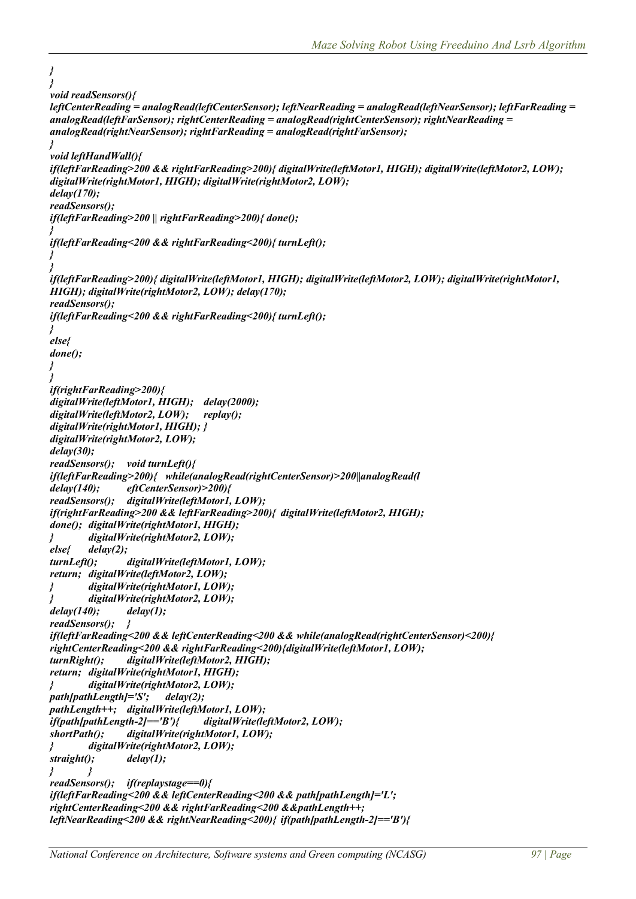```
}
}
void readSensors(){
leftCenterReading = analogRead(leftCenterSensor); leftNearReading = analogRead(leftNearSensor); leftFarReading =
analogRead(leftFarSensor); rightCenterReading = analogRead(rightCenterSensor); rightNearReading =
analogRead(rightNearSensor); rightFarReading = analogRead(rightFarSensor);
}
void leftHandWall(){
if(leftFarReading>200 && rightFarReading>200){ digitalWrite(leftMotor1, HIGH); digitalWrite(leftMotor2, LOW);
digitalWrite(rightMotor1, HIGH); digitalWrite(rightMotor2, LOW);
delay(170);
readSensors();
if(leftFarReading>200 || rightFarReading>200){ done();
}
if(leftFarReading<200 && rightFarReading<200){ turnLeft();
}
}
if(leftFarReading>200){ digitalWrite(leftMotor1, HIGH); digitalWrite(leftMotor2, LOW); digitalWrite(rightMotor1,
HIGH); digitalWrite(rightMotor2, LOW); delay(170);
readSensors();
if(leftFarReading<200 && rightFarReading<200){ turnLeft();
}
else{
done();
}
}
if(rightFarReading>200){
digitalWrite(leftMotor1, HIGH);
digitalWrite(leftMotor2, LOW);
digitalWrite(rightMotor1, HIGH);
digitalWrite(rightMotor2, LOW);
delay(30);
readSensors();
if(leftFarReading>200){
delay(140);
readSensors();
if(rightFarReading>200 && leftFarReading>200){
done();
}
else{
turnLeft();
return;
}
}
delay(140);
readSensors();
if(leftFarReading<200 && leftCenterReading<200 &&
rightCenterReading<200 && rightFarReading<200){
turnRight();
return;
}
path[pathLength]='S';
pathLength++;
if(path[pathLength-2]=='B'){
shortPath();
}
straight();
}
readSensors();
if(leftFarReading<200 && leftCenterReading<200 &&
rightCenterReading<200 && rightFarReading<200 &&
leftNearReading<200 && rightNearReading<200){
```

```
delay(2000);
replay();
}
void turnLeft(){
while(analogRead(rightCenterSensor)>200||analogRead(leftCenterSensor)>200){
digitalWrite(leftMotor1, LOW);
digitalWrite(leftMotor2, HIGH);
digitalWrite(rightMotor1, HIGH);
digitalWrite(rightMotor2, LOW);
delay(2);
digitalWrite(leftMotor1, LOW);
digitalWrite(leftMotor2, LOW);
digitalWrite(rightMotor1, LOW);
digitalWrite(rightMotor2, LOW);
delay(1);
}
while(analogRead(rightCenterSensor)<200){
digitalWrite(leftMotor1, LOW);
digitalWrite(leftMotor2, HIGH);
digitalWrite(rightMotor1, HIGH);
digitalWrite(rightMotor2, LOW);
delay(2);
digitalWrite(leftMotor1, LOW);
digitalWrite(leftMotor2, LOW);
digitalWrite(rightMotor1, LOW);
digitalWrite(rightMotor2, LOW);
delay(1);
}
if(replaystage==0){
path[pathLength]='L';
pathLength++;
if(path[pathLength-2]=='B'){
```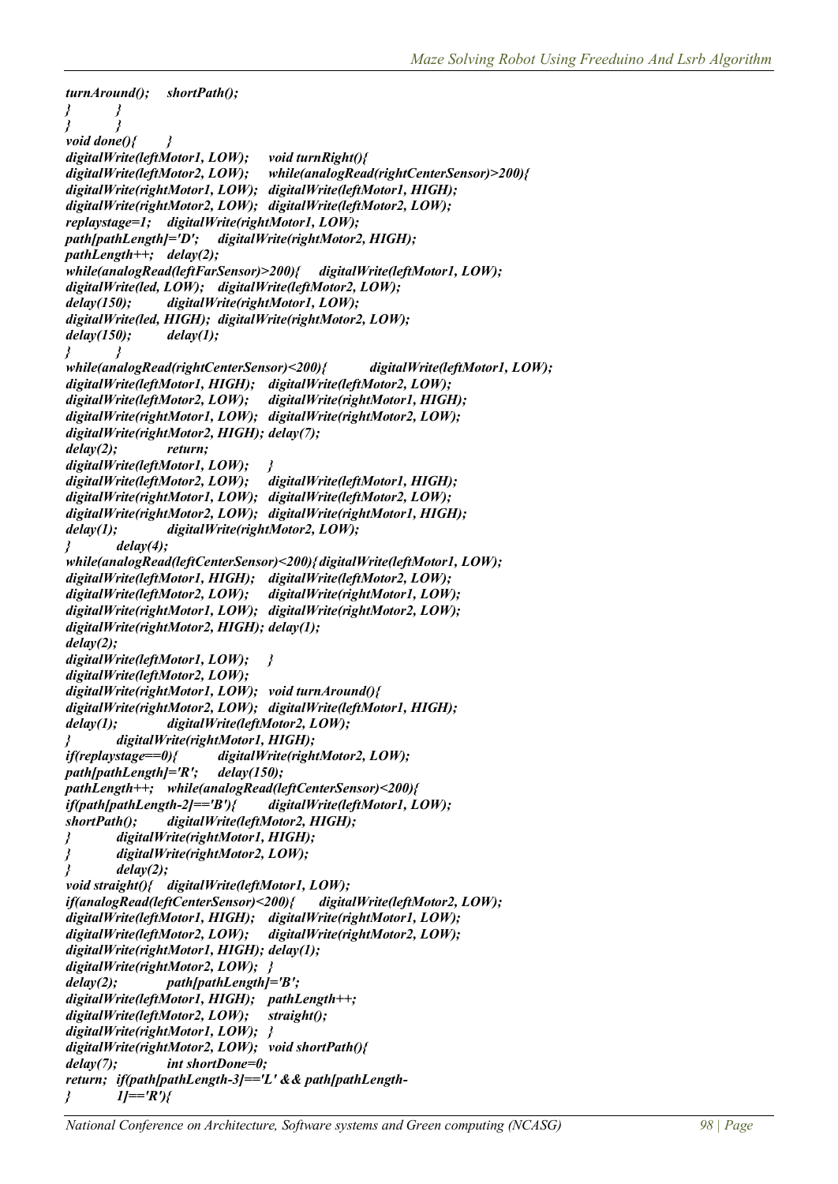```
turnAround();
}
}
void done(){
digitalWrite(leftMotor1, LOW);
digitalWrite(leftMotor2, LOW);
digitalWrite(rightMotor1, LOW);
digitalWrite(rightMotor2, LOW);
replaystage=1;
path[pathLength]='D';
pathLength++;
while(analogRead(leftFarSensor)>200){
digitalWrite(led, LOW);
delay(150);
digitalWrite(led, HIGH);
delay(150);
}
while(analogRead(rightCenterSensor)<200){
digitalWrite(leftMotor1, HIGH);
digitalWrite(leftMotor2, LOW);
digitalWrite(rightMotor1, LOW);
digitalWrite(rightMotor2, HIGH);
delay(2);
digitalWrite(leftMotor1, LOW);
digitalWrite(leftMotor2, LOW);
digitalWrite(rightMotor1, LOW);
digitalWrite(rightMotor2, LOW);
delay(1);
}
while(analogRead(leftCenterSensor)<200){
digitalWrite(leftMotor1, HIGH);
digitalWrite(leftMotor2, LOW);
digitalWrite(rightMotor1, LOW);
digitalWrite(rightMotor2, HIGH);
delay(2);
digitalWrite(leftMotor1, LOW);
digitalWrite(leftMotor2, LOW);
digitalWrite(rightMotor1, LOW);
digitalWrite(rightMotor2, LOW);
delay(1);
}
if(replaystage==0){
path[pathLength]='R';
pathLength++;
if(path[pathLength-2]=='B'){
shortPath();
}
}
}
void straight(){
if(analogRead(leftCenterSensor)<200){
digitalWrite(leftMotor1, HIGH);
digitalWrite(leftMotor2, LOW);
digitalWrite(rightMotor1, HIGH);
digitalWrite(rightMotor2, LOW);
delay(2);
digitalWrite(leftMotor1, HIGH);
digitalWrite(leftMotor2, LOW);
digitalWrite(rightMotor1, LOW);
digitalWrite(rightMotor2, LOW);
delay(7);
return;
}
```

```
shortPath();
}
}
}
void turnRight(){
while(analogRead(rightCenterSensor)>200){
digitalWrite(leftMotor1, HIGH);
digitalWrite(leftMotor2, LOW);
digitalWrite(rightMotor1, LOW);
digitalWrite(rightMotor2, HIGH);
delay(2);
digitalWrite(leftMotor1, LOW);
digitalWrite(leftMotor2, LOW);
digitalWrite(rightMotor1, LOW);
digitalWrite(rightMotor2, LOW);
delay(1);
}
digitalWrite(leftMotor1, LOW);
digitalWrite(leftMotor2, LOW);
digitalWrite(rightMotor1, HIGH);
digitalWrite(rightMotor2, LOW);
delay(7);
return;
}
digitalWrite(leftMotor1, HIGH);
digitalWrite(leftMotor2, LOW);
digitalWrite(rightMotor1, HIGH);
digitalWrite(rightMotor2, LOW);
delay(4);
digitalWrite(leftMotor1, LOW);
digitalWrite(leftMotor2, LOW);
digitalWrite(rightMotor1, LOW);
digitalWrite(rightMotor2, LOW);
delay(1);
}
void turnAround(){
digitalWrite(leftMotor1, HIGH);
digitalWrite(leftMotor2, LOW);
digitalWrite(rightMotor1, HIGH);
digitalWrite(rightMotor2, LOW);
delay(150);
while(analogRead(leftCenterSensor)<200){
digitalWrite(leftMotor1, LOW);
digitalWrite(leftMotor2, HIGH);
digitalWrite(rightMotor1, HIGH);
digitalWrite(rightMotor2, LOW);
delay(2);
digitalWrite(leftMotor1, LOW);
digitalWrite(leftMotor2, LOW);
digitalWrite(rightMotor1, LOW);
digitalWrite(rightMotor2, LOW);
delay(1);
}
path[pathLength]='B';
pathLength++;
straight();
}
void shortPath(){
int shortDone=0;
if(path[pathLength-3]=='L' && path[pathLength-1]=='R'){
```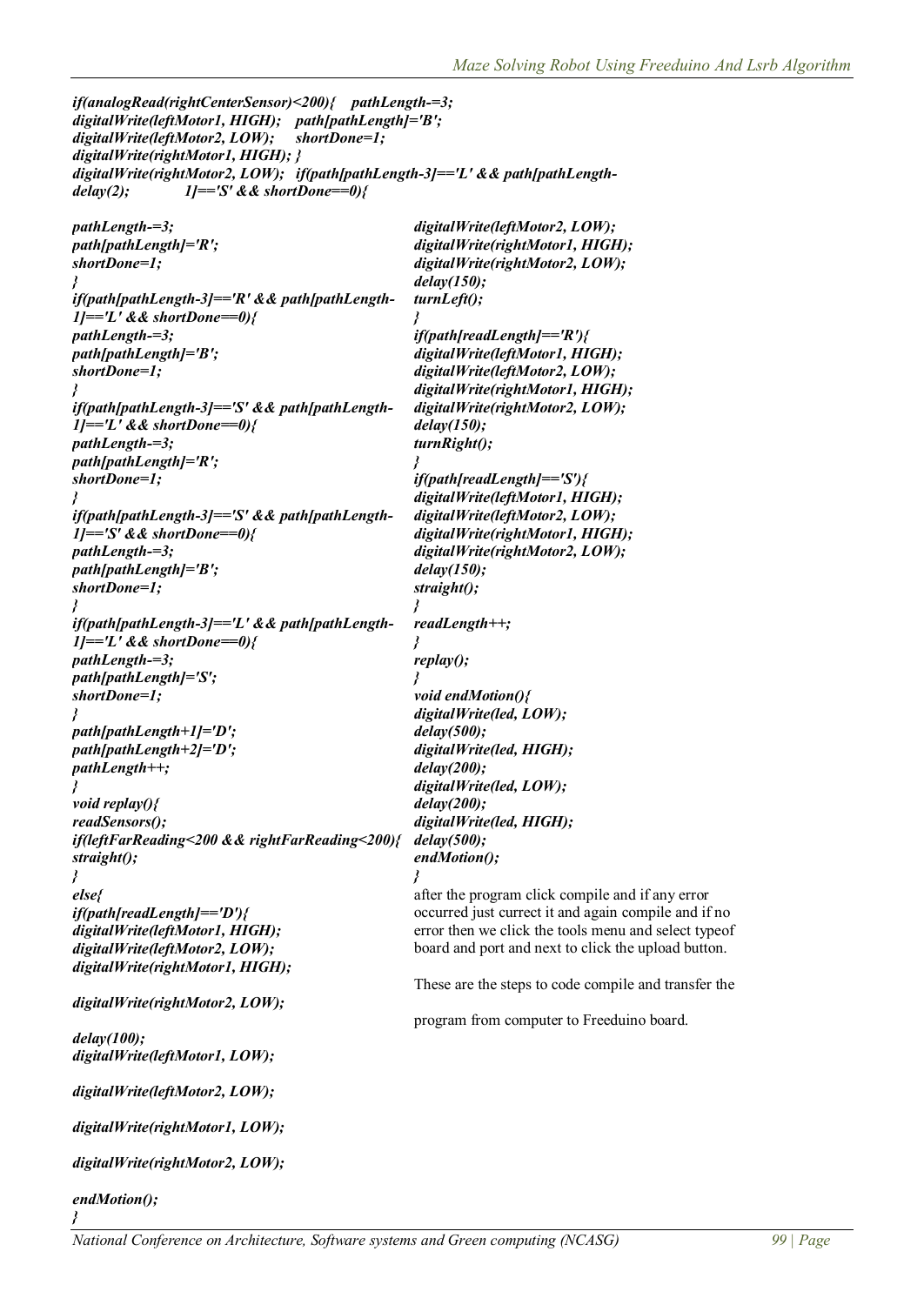```
if(analogRead(rightCenterSensor)<200){
digitalWrite(leftMotor1, HIGH);
digitalWrite(leftMotor2, LOW);
digitalWrite(rightMotor1, HIGH); }
digitalWrite(rightMotor2, LOW);
delay(2);
```

```
pathLength-=3;
path[pathLength]='B';
shortDone=1;
}
if(path[pathLength-3]=='L' && path[pathLength-1]=='S' && shortDone==0){
pathLength-=3;
path[pathLength]='R';
shortDone=1;
}
if(path[pathLength-3]=='R' && path[pathLength-1]=='L' && shortDone==0){
pathLength-=3;
path[pathLength]='B';
shortDone=1;
}
if(path[pathLength-3]=='S' && path[pathLength-1]=='L' && shortDone==0){
pathLength-=3;
path[pathLength]='R';
shortDone=1;
}
if(path[pathLength-3]=='S' && path[pathLength-1]=='S' && shortDone==0){
pathLength-=3;
path[pathLength]='B';
shortDone=1;
}
if(path[pathLength-3]=='L' && path[pathLength-1]=='L' && shortDone==0){
pathLength-=3;
path[pathLength]='S';
shortDone=1;
}
path[pathLength+1]='D';
path[pathLength+2]='D';
pathLength++;
}
void replay(){
readSensors();
if(leftFarReading<200 && rightFarReading<200){
straight();
}
else{
if(path[readLength]=='D'){
digitalWrite(leftMotor1, HIGH);
digitalWrite(leftMotor2, LOW);
digitalWrite(rightMotor1, HIGH);

digitalWrite(rightMotor2, LOW);

delay(100);
digitalWrite(leftMotor1, LOW);

digitalWrite(leftMotor2, LOW);

digitalWrite(rightMotor1, LOW);

digitalWrite(rightMotor2, LOW);

endMotion();
}
digitalWrite(leftMotor2, LOW);
digitalWrite(rightMotor1, HIGH);
digitalWrite(rightMotor2, LOW);
delay(150);
turnLeft();
}
if(path[readLength]=='R'){
digitalWrite(leftMotor1, HIGH);
digitalWrite(leftMotor2, LOW);
digitalWrite(rightMotor1, HIGH);
digitalWrite(rightMotor2, LOW);
delay(150);
turnRight();
}
if(path[readLength]=='S'){
digitalWrite(leftMotor1, HIGH);
digitalWrite(leftMotor2, LOW);
digitalWrite(rightMotor1, HIGH);
digitalWrite(rightMotor2, LOW);
delay(150);
straight();
}
readLength++;
}
replay();
}
void endMotion(){
digitalWrite(led, LOW);
delay(500);
digitalWrite(led, HIGH);
delay(200);
digitalWrite(led, LOW);
delay(200);
digitalWrite(led, HIGH);
delay(500);
endMotion();
}
```

after the program click compile and if any error occurred just currect it and again compile and if no error then we click the tools menu and select typeof board and port and next to click the upload button.

These are the steps to code compile and transfer the program from computer to Freeduino board.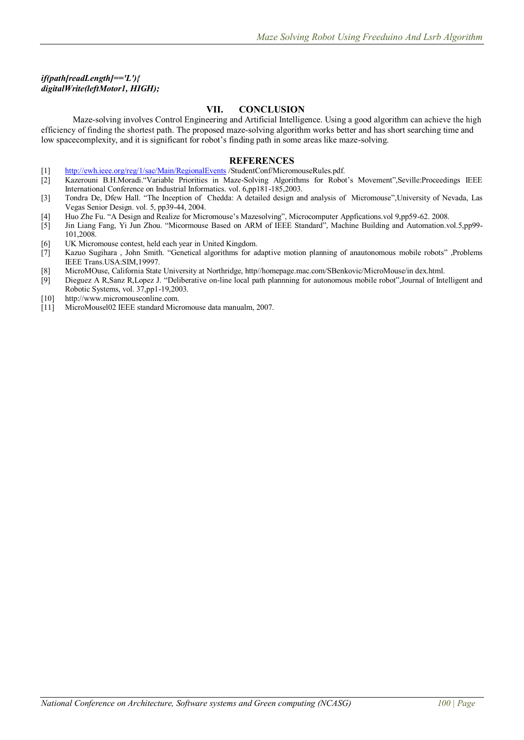```
if(path[readLength]=='L'){
digitalWrite(leftMotor1, HIGH);
```

## VII. CONCLUSION

Maze-solving involves Control Engineering and Artificial Intelligence. Using a good algorithm can achieve the high efficiency of finding the shortest path. The proposed maze-solving algorithm works better and has short searching time and low spacecomplexity, and it is significant for robot's finding path in some areas like maze-solving.

## REFERENCES

[1] http://ewh.ieee.org/reg/1/sac/Main/RegionalEvents /StudentConf/MicromouseRules.pdf.
[2] Kazerouni B.H.Moradi."Variable Priorities in Maze-Solving Algorithms for Robot's Movement",Seville:Proceedings IEEE International Conference on Industrial Informatics. vol. 6,pp181-185,2003.
[3] Tondra De, Dfew Hall. "The Inception of Chedda: A detailed design and analysis of Micromouse",University of Nevada, Las Vegas Senior Design. vol. 5, pp39-44, 2004.
[4] Huo Zhe Fu. "A Design and Realize for Micromouse's Mazesolving", Microcomputer Appfications.vol 9,pp59-62. 2008.
[5] Jin Liang Fang, Yi Jun Zhou. "Micormouse Based on ARM of IEEE Standard", Machine Building and Automation.vol.5,pp99-101,2008.
[6] UK Micromouse contest, held each year in United Kingdom.
[7] Kazuo Sugihara , John Smith. "Genetical algorithms for adaptive motion planning of anautonomous mobile robots" ,Problems IEEE Trans.USA:SIM,19997.
[8] MicroMOuse, California State University at Northridge, http//homepage.mac.com/SBenkovic/MicroMouse/in dex.html.
[9] Dieguez A R,Sanz R,Lopez J. "Deliberative on-line local path plannning for autonomous mobile robot",Journal of Intelligent and Robotic Systems, vol. 37,pp1-19,2003.
[10] http://www.micromouseonline.com.
[11] MicroMousel02 IEEE standard Micromouse data manualm, 2007.